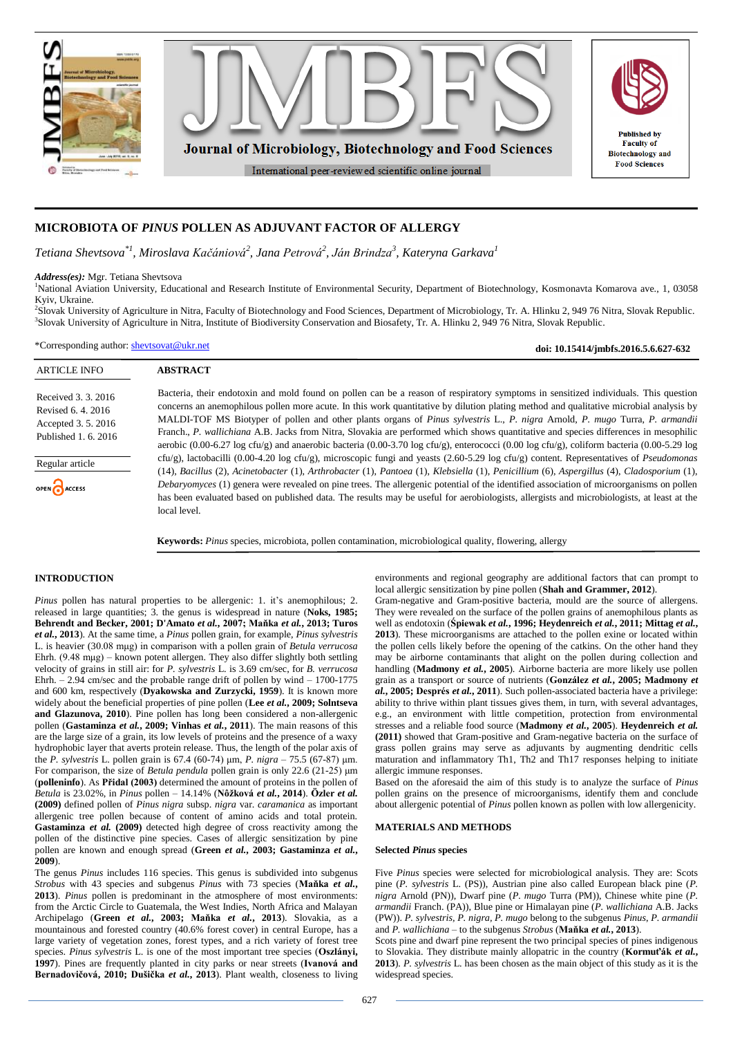# MICROBIOTA OF *PINUS* POLLEN AS ADJUVANT FACTOR OF ALLERGY

*Tetiana Shevtsova*[*1], *Miroslava Kačániová*[2], *Jana Petrová*[2], *Ján Brindza*[3], *Kateryna Garkava*[1]

***Address(es):*** Mgr. Tetiana Shevtsova
[1]National Aviation University, Educational and Research Institute of Environmental Security, Department of Biotechnology, Kosmonavta Komarova ave., 1, 03058 Kyiv, Ukraine.
[2]Slovak University of Agriculture in Nitra, Faculty of Biotechnology and Food Sciences, Department of Microbiology, Tr. A. Hlinku 2, 949 76 Nitra, Slovak Republic.
[3]Slovak University of Agriculture in Nitra, Institute of Biodiversity Conservation and Biosafety, Tr. A. Hlinku 2, 949 76 Nitra, Slovak Republic.

*Corresponding author: shevtsovat@ukr.net

**doi: 10.15414/jmbfs.2016.5.6.627-632**

ARTICLE INFO

Received 3. 3. 2016
Revised 6. 4. 2016
Accepted 3. 5. 2016
Published 1. 6. 2016

Regular article

OPEN ACCESS

## ABSTRACT

Bacteria, their endotoxin and mold found on pollen can be a reason of respiratory symptoms in sensitized individuals. This question concerns an anemophilous pollen more acute. In this work quantitative by dilution plating method and qualitative microbial analysis by MALDI-TOF MS Biotyper of pollen and other plants organs of *Pinus sylvestris* L., *P. nigra* Arnold, *P. mugo* Turra, *P. armandii* Franch., *P. wallichiana* A.B. Jacks from Nitra, Slovakia are performed which shows quantitative and species differences in mesophilic aerobic (0.00-6.27 log cfu/g) and anaerobic bacteria (0.00-3.70 log cfu/g), enterococci (0.00-5.29 log cfu/g), coliform bacteria (0.00-5.29 log cfu/g), lactobacilli (0.00-4.20 log cfu/g), microscopic fungi and yeasts (2.60-5.29 log cfu/g) content. Representatives of *Pseudomonas* (14), *Bacillus* (2), *Acinetobacter* (1), *Arthrobacter* (1), *Pantoea* (1), *Klebsiella* (1), *Penicillium* (6), *Aspergillus* (4), *Cladosporium* (1), *Debaryomyces* (1) genera were revealed on pine trees. The allergenic potential of the identified association of microorganisms on pollen has been evaluated based on published data. The results may be useful for aerobiologists, allergists and microbiologists, at least at the local level.

**Keywords:** *Pinus* species, microbiota, pollen contamination, microbiological quality, flowering, allergy

## INTRODUCTION

*Pinus* pollen has natural properties to be allergenic: 1. it's anemophilous; 2. released in large quantities; 3. the genus is widespread in nature (**Noks, 1985; Behrendt and Becker, 2001; D'Amato *et al.*, 2007; Maňka *et al.*, 2013; Turos *et al.*, 2013**). At the same time, a *Pinus* pollen grain, for example, *Pinus sylvestris* L. is heavier (30.08 mμg) in comparison with a pollen grain of *Betula verrucosa* Ehrh. (9.48 mμg) – known potent allergen. They also differ slightly both settling velocity of grains in still air: for *P. sylvestris* L. is 3.69 cm/sec, for *B. verrucosa* Ehrh. – 2.94 cm/sec and the probable range drift of pollen by wind – 1700-1775 and 600 km, respectively (**Dyakowska and Zurzycki, 1959**). It is known more widely about the beneficial properties of pine pollen (**Lee *et al.*, 2009; Solntseva and Glazunova, 2010**). Pine pollen has long been considered a non-allergenic pollen (**Gastaminza *et al.*, 2009; Vinhas *et al.*, 2011**). The main reasons of this are the large size of a grain, its low levels of proteins and the presence of a waxy hydrophobic layer that averts protein release. Thus, the length of the polar axis of the *P. sylvestris* L. pollen grain is 67.4 (60-74) μm, *P. nigra* – 75.5 (67-87) μm. For comparison, the size of *Betula pendula* pollen grain is only 22.6 (21-25) μm (**polleninfo**). As **Přidal (2003)** determined the amount of proteins in the pollen of *Betula* is 23.02%, in *Pinus* pollen – 14.14% (**Nôžková *et al.*, 2014**). **Özler *et al.* (2009)** defined pollen of *Pinus nigra* subsp. *nigra* var. *caramanica* as important allergenic tree pollen because of content of amino acids and total protein. **Gastaminza *et al.* (2009)** detected high degree of cross reactivity among the pollen of the distinctive pine species. Cases of allergic sensitization by pine pollen are known and enough spread (**Green *et al.*, 2003; Gastaminza *et al.*, 2009**).

The genus *Pinus* includes 116 species. This genus is subdivided into subgenus *Strobus* with 43 species and subgenus *Pinus* with 73 species (**Maňka *et al.*, 2013**). *Pinus* pollen is predominant in the atmosphere of most environments: from the Arctic Circle to Guatemala, the West Indies, North Africa and Malayan Archipelago (**Green *et al.*, 2003; Maňka *et al.*, 2013**). Slovakia, as a mountainous and forested country (40.6% forest cover) in central Europe, has a large variety of vegetation zones, forest types, and a rich variety of forest tree species. *Pinus sylvestris* L. is one of the most important tree species (**Oszlányi, 1997**). Pines are frequently planted in city parks or near streets (**Ivanová and Bernadovičová, 2010; Dušička *et al.*, 2013**). Plant wealth, closeness to living environments and regional geography are additional factors that can prompt to local allergic sensitization by pine pollen (**Shah and Grammer, 2012**).

Gram-negative and Gram-positive bacteria, mould are the source of allergens. They were revealed on the surface of the pollen grains of anemophilous plants as well as endotoxin (**Śpiewak *et al.*, 1996; Heydenreich *et al.*, 2011; Mittag *et al.*, 2013**). These microorganisms are attached to the pollen exine or located within the pollen cells likely before the opening of the catkins. On the other hand they may be airborne contaminants that alight on the pollen during collection and handling (**Madmony *et al.*, 2005**). Airborne bacteria are more likely use pollen grain as a transport or source of nutrients (**González *et al.*, 2005; Madmony *et al.*, 2005; Després *et al.*, 2011**). Such pollen-associated bacteria have a privilege: ability to thrive within plant tissues gives them, in turn, with several advantages, e.g., an environment with little competition, protection from environmental stresses and a reliable food source (**Madmony *et al.*, 2005**). **Heydenreich *et al.* (2011)** showed that Gram-positive and Gram-negative bacteria on the surface of grass pollen grains may serve as adjuvants by augmenting dendritic cells maturation and inflammatory Th1, Th2 and Th17 responses helping to initiate allergic immune responses.

Based on the aforesaid the aim of this study is to analyze the surface of *Pinus* pollen grains on the presence of microorganisms, identify them and conclude about allergenic potential of *Pinus* pollen known as pollen with low allergenicity.

## MATERIALS AND METHODS

### Selected *Pinus* species

Five *Pinus* species were selected for microbiological analysis. They are: Scots pine (*P. sylvestris* L. (PS)), Austrian pine also called European black pine (*P. nigra* Arnold (PN)), Dwarf pine (*P. mugo* Turra (PM)), Chinese white pine (*P. armandii* Franch. (PA)), Blue pine or Himalayan pine (*P. wallichiana* A.B. Jacks (PW)). *P. sylvestris*, *P. nigra*, *P. mugo* belong to the subgenus *Pinus*, *P. armandii* and *P. wallichiana* – to the subgenus *Strobus* (**Maňka *et al.*, 2013**).

Scots pine and dwarf pine represent the two principal species of pines indigenous to Slovakia. They distribute mainly allopatric in the country (**Kormuťák *et al.*, 2013**). *P. sylvestris* L. has been chosen as the main object of this study as it is the widespread species.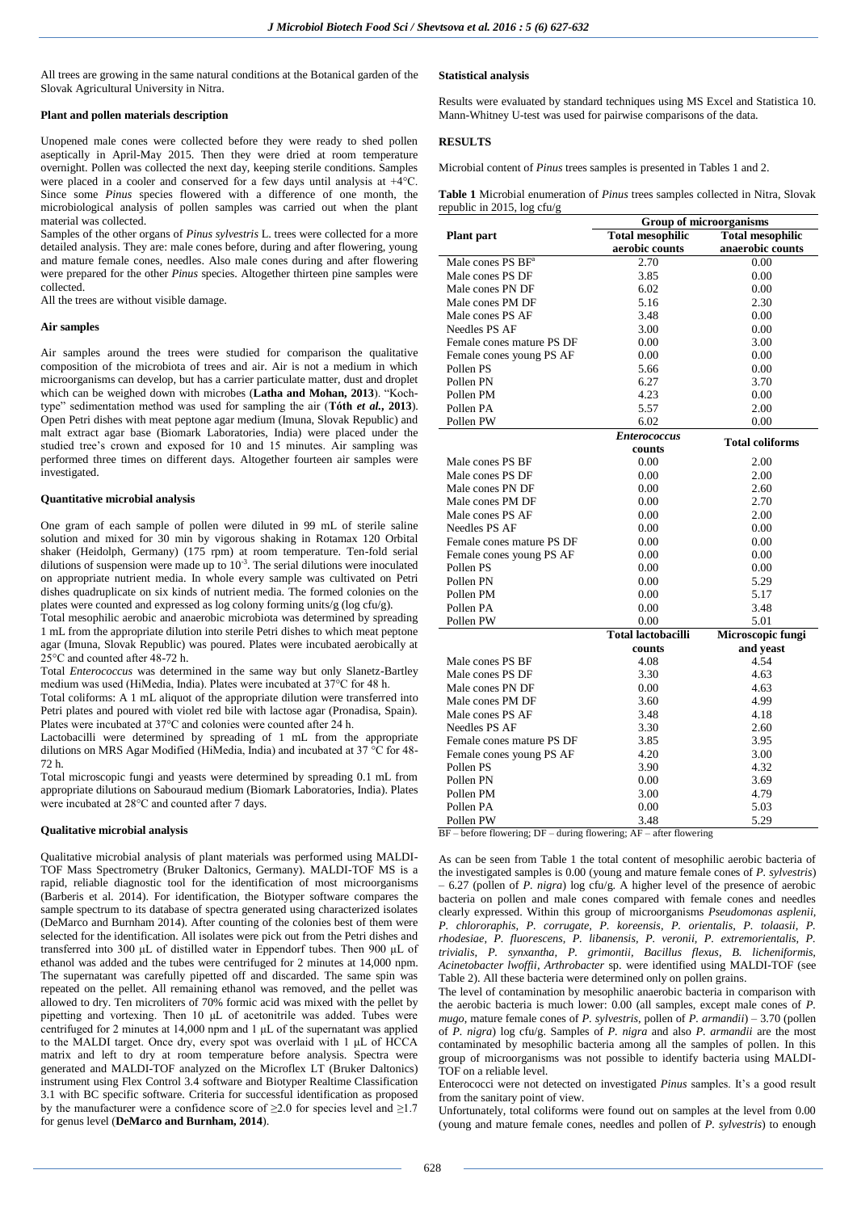All trees are growing in the same natural conditions at the Botanical garden of the Slovak Agricultural University in Nitra.

#### Plant and pollen materials description

Unopened male cones were collected before they were ready to shed pollen aseptically in April-May 2015. Then they were dried at room temperature overnight. Pollen was collected the next day, keeping sterile conditions. Samples were placed in a cooler and conserved for a few days until analysis at +4°C. Since some *Pinus* species flowered with a difference of one month, the microbiological analysis of pollen samples was carried out when the plant material was collected.

Samples of the other organs of *Pinus sylvestris* L. trees were collected for a more detailed analysis. They are: male cones before, during and after flowering, young and mature female cones, needles. Also male cones during and after flowering were prepared for the other *Pinus* species. Altogether thirteen pine samples were collected.

All the trees are without visible damage.

#### Air samples

Air samples around the trees were studied for comparison the qualitative composition of the microbiota of trees and air. Air is not a medium in which microorganisms can develop, but has a carrier particulate matter, dust and droplet which can be weighed down with microbes (**Latha and Mohan, 2013**). "Koch-type" sedimentation method was used for sampling the air (**Tóth *et al.*, 2013**). Open Petri dishes with meat peptone agar medium (Imuna, Slovak Republic) and malt extract agar base (Biomark Laboratories, India) were placed under the studied tree's crown and exposed for 10 and 15 minutes. Air sampling was performed three times on different days. Altogether fourteen air samples were investigated.

#### Quantitative microbial analysis

One gram of each sample of pollen were diluted in 99 mL of sterile saline solution and mixed for 30 min by vigorous shaking in Rotamax 120 Orbital shaker (Heidolph, Germany) (175 rpm) at room temperature. Ten-fold serial dilutions of suspension were made up to $10^{-3}$. The serial dilutions were inoculated on appropriate nutrient media. In whole every sample was cultivated on Petri dishes quadruplicate on six kinds of nutrient media. The formed colonies on the plates were counted and expressed as log colony forming units/g (log cfu/g).

Total mesophilic aerobic and anaerobic microbiota was determined by spreading 1 mL from the appropriate dilution into sterile Petri dishes to which meat peptone agar (Imuna, Slovak Republic) was poured. Plates were incubated aerobically at 25°C and counted after 48-72 h.

Total *Enterococcus* was determined in the same way but only Slanetz-Bartley medium was used (HiMedia, India). Plates were incubated at 37°C for 48 h.

Total coliforms: A 1 mL aliquot of the appropriate dilution were transferred into Petri plates and poured with violet red bile with lactose agar (Pronadisa, Spain). Plates were incubated at 37°C and colonies were counted after 24 h.

Lactobacilli were determined by spreading of 1 mL from the appropriate dilutions on MRS Agar Modified (HiMedia, India) and incubated at 37 °C for 48-72 h.

Total microscopic fungi and yeasts were determined by spreading 0.1 mL from appropriate dilutions on Sabouraud medium (Biomark Laboratories, India). Plates were incubated at 28°C and counted after 7 days.

#### Qualitative microbial analysis

Qualitative microbial analysis of plant materials was performed using MALDI-TOF Mass Spectrometry (Bruker Daltonics, Germany). MALDI-TOF MS is a rapid, reliable diagnostic tool for the identification of most microorganisms (Barberis et al. 2014). For identification, the Biotyper software compares the sample spectrum to its database of spectra generated using characterized isolates (DeMarco and Burnham 2014). After counting of the colonies best of them were selected for the identification. All isolates were pick out from the Petri dishes and transferred into 300 µL of distilled water in Eppendorf tubes. Then 900 µL of ethanol was added and the tubes were centrifuged for 2 minutes at 14,000 npm. The supernatant was carefully pipetted off and discarded. The same spin was repeated on the pellet. All remaining ethanol was removed, and the pellet was allowed to dry. Ten microliters of 70% formic acid was mixed with the pellet by pipetting and vortexing. Then 10 µL of acetonitrile was added. Tubes were centrifuged for 2 minutes at 14,000 npm and 1 µL of the supernatant was applied to the MALDI target. Once dry, every spot was overlaid with 1 µL of HCCA matrix and left to dry at room temperature before analysis. Spectra were generated and MALDI-TOF analyzed on the Microflex LT (Bruker Daltonics) instrument using Flex Control 3.4 software and Biotyper Realtime Classification 3.1 with BC specific software. Criteria for successful identification as proposed by the manufacturer were a confidence score of ≥2.0 for species level and ≥1.7 for genus level (**DeMarco and Burnham, 2014**).

#### Statistical analysis

Results were evaluated by standard techniques using MS Excel and Statistica 10. Mann-Whitney U-test was used for pairwise comparisons of the data.

## RESULTS

Microbial content of *Pinus* trees samples is presented in Tables 1 and 2.

**Table 1** Microbial enumeration of *Pinus* trees samples collected in Nitra, Slovak republic in 2015, log cfu/g

| Plant part | Group of microorganisms | |
|---|---|---|
| | **Total mesophilic aerobic counts** | **Total mesophilic anaerobic counts** |
| Male cones PS BF[a] | 2.70 | 0.00 |
| Male cones PS DF | 3.85 | 0.00 |
| Male cones PN DF | 6.02 | 0.00 |
| Male cones PM DF | 5.16 | 2.30 |
| Male cones PS AF | 3.48 | 0.00 |
| Needles PS AF | 3.00 | 0.00 |
| Female cones mature PS DF | 0.00 | 3.00 |
| Female cones young PS AF | 0.00 | 0.00 |
| Pollen PS | 5.66 | 0.00 |
| Pollen PN | 6.27 | 3.70 |
| Pollen PM | 4.23 | 0.00 |
| Pollen PA | 5.57 | 2.00 |
| Pollen PW | 6.02 | 0.00 |
| | ***Enterococcus* counts** | **Total coliforms** |
| Male cones PS BF | 0.00 | 2.00 |
| Male cones PS DF | 0.00 | 2.00 |
| Male cones PN DF | 0.00 | 2.60 |
| Male cones PM DF | 0.00 | 2.70 |
| Male cones PS AF | 0.00 | 2.00 |
| Needles PS AF | 0.00 | 0.00 |
| Female cones mature PS DF | 0.00 | 0.00 |
| Female cones young PS AF | 0.00 | 0.00 |
| Pollen PS | 0.00 | 0.00 |
| Pollen PN | 0.00 | 5.29 |
| Pollen PM | 0.00 | 5.17 |
| Pollen PA | 0.00 | 3.48 |
| Pollen PW | 0.00 | 5.01 |
| | **Total lactobacilli counts** | **Microscopic fungi and yeast** |
| Male cones PS BF | 4.08 | 4.54 |
| Male cones PS DF | 3.30 | 4.63 |
| Male cones PN DF | 0.00 | 4.63 |
| Male cones PM DF | 3.60 | 4.99 |
| Male cones PS AF | 3.48 | 4.18 |
| Needles PS AF | 3.30 | 2.60 |
| Female cones mature PS DF | 3.85 | 3.95 |
| Female cones young PS AF | 4.20 | 3.00 |
| Pollen PS | 3.90 | 4.32 |
| Pollen PN | 0.00 | 3.69 |
| Pollen PM | 3.00 | 4.79 |
| Pollen PA | 0.00 | 5.03 |
| Pollen PW | 3.48 | 5.29 |

BF – before flowering; DF – during flowering; AF – after flowering

As can be seen from Table 1 the total content of mesophilic aerobic bacteria of the investigated samples is 0.00 (young and mature female cones of *P. sylvestris*) – 6.27 (pollen of *P. nigra*) log cfu/g. A higher level of the presence of aerobic bacteria on pollen and male cones compared with female cones and needles clearly expressed. Within this group of microorganisms *Pseudomonas asplenii*, *P. chlororaphis*, *P. corrugate*, *P. koreensis*, *P. orientalis*, *P. tolaasii*, *P. rhodesiae*, *P. fluorescens*, *P. libanensis*, *P. veronii*, *P. extremorientalis*, *P. trivialis*, *P. synxantha*, *P. grimontii*, *Bacillus flexus*, *B. licheniformis*, *Acinetobacter lwoffii*, *Arthrobacter* sp. were identified using MALDI-TOF (see Table 2). All these bacteria were determined only on pollen grains.

The level of contamination by mesophilic anaerobic bacteria in comparison with the aerobic bacteria is much lower: 0.00 (all samples, except male cones of *P. mugo*, mature female cones of *P. sylvestris*, pollen of *P. armandii*) – 3.70 (pollen of *P. nigra*) log cfu/g. Samples of *P. nigra* and also *P. armandii* are the most contaminated by mesophilic bacteria among all the samples of pollen. In this group of microorganisms was not possible to identify bacteria using MALDI-TOF on a reliable level.

Enterococci were not detected on investigated *Pinus* samples. It's a good result from the sanitary point of view.

Unfortunately, total coliforms were found out on samples at the level from 0.00 (young and mature female cones, needles and pollen of *P. sylvestris*) to enough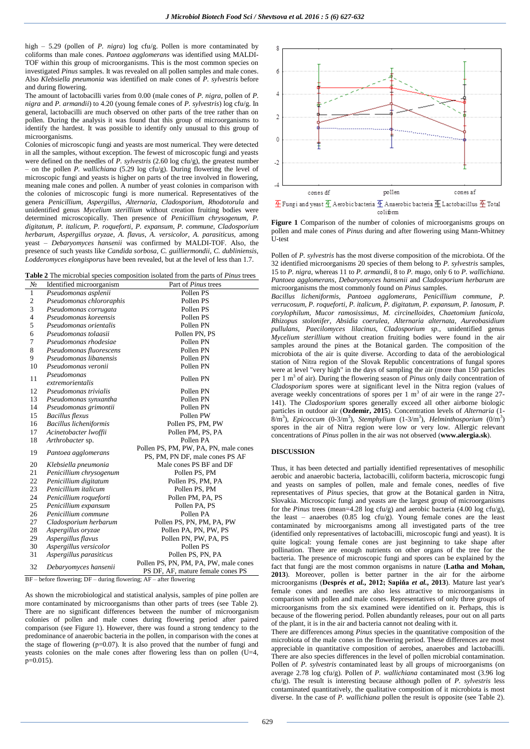high – 5.29 (pollen of *P. nigra*) log cfu/g. Pollen is more contaminated by coliforms than male cones. *Pantoea agglomerans* was identified using MALDI-TOF within this group of microorganisms. This is the most common species on investigated *Pinus* samples. It was revealed on all pollen samples and male cones. Also *Klebsiella pneumonia* was identified on male cones of *P. sylvestris* before and during flowering.

The amount of lactobacilli varies from 0.00 (male cones of *P. nigra*, pollen of *P. nigra* and *P. armandii*) to 4.20 (young female cones of *P. sylvestris*) log cfu/g. In general, lactobacilli are much observed on other parts of the tree rather than on pollen. During the analysis it was found that this group of microorganisms to identify the hardest. It was possible to identify only unusual to this group of microorganisms.

Colonies of microscopic fungi and yeasts are most numerical. They were detected in all the samples, without exception. The fewest of microscopic fungi and yeasts were defined on the needles of *P. sylvestris* (2.60 log cfu/g), the greatest number – on the pollen *P. wallichiana* (5.29 log cfu/g). During flowering the level of microscopic fungi and yeasts is higher on parts of the tree involved in flowering, meaning male cones and pollen. A number of yeast colonies in comparison with the colonies of microscopic fungi is more numerical. Representatives of the genera *Penicillium*, *Aspergillus*, *Alternaria*, *Cladosporium*, *Rhodotorula* and unidentified genus *Mycelium sterillium* without creation fruiting bodies were determined microscopically. Then presence of *Penicillium chrysogenum*, *P. digitatum*, *P. italicum*, *P. roqueforti*, *P. expansum*, *P. commune*, *Cladosporium herbarum*, *Aspergillus oryzae*, *A. flavus*, *A. versicolor*, *A. parasiticus*, among yeast – *Debaryomyces hansenii* was confirmed by MALDI-TOF. Also, the presence of such yeasts like *Candida sorbosa*, *C. guilliermondii*, *C. dubliniensis*, *Lodderomyces elongisporus* have been revealed, but at the level of less than 1.7.

**Table 2** The microbial species composition isolated from the parts of *Pinus* trees

| № | Identified microorganism | Part of *Pinus* trees |
|---|---|---|
| 1 | *Pseudomonas asplenii* | Pollen PS |
| 2 | *Pseudomonas chlororaphis* | Pollen PS |
| 3 | *Pseudomonas corrugata* | Pollen PS |
| 4 | *Pseudomonas koreensis* | Pollen PS |
| 5 | *Pseudomonas orientalis* | Pollen PN |
| 6 | *Pseudomonas tolaasii* | Pollen PN, PS |
| 7 | *Pseudomonas rhodesiae* | Pollen PN |
| 8 | *Pseudomonas fluorescens* | Pollen PN |
| 9 | *Pseudomonas libanensis* | Pollen PN |
| 10 | *Pseudomonas veronii* | Pollen PN |
| 11 | *Pseudomonas extremorientalis* | Pollen PN |
| 12 | *Pseudomonas trivialis* | Pollen PN |
| 13 | *Pseudomonas synxantha* | Pollen PN |
| 14 | *Pseudomonas grimontii* | Pollen PN |
| 15 | *Bacillus flexus* | Pollen PW |
| 16 | *Bacillus licheniformis* | Pollen PS, PM, PW |
| 17 | *Acinetobacter lwoffii* | Pollen PM, PS, PA |
| 18 | *Arthrobacter* sp. | Pollen PA |
| 19 | *Pantoea agglomerans* | Pollen PS, PM, PW, PA, PN, male cones PS, PM, PN DF, male cones PS AF |
| 20 | *Klebsiella pneumonia* | Male cones PS BF and DF |
| 21 | *Penicillium chrysogenum* | Pollen PS, PM |
| 22 | *Penicillium digitatum* | Pollen PS, PM, PA |
| 23 | *Penicillium italicum* | Pollen PS, PM |
| 24 | *Penicillium roqueforti* | Pollen PM, PA, PS |
| 25 | *Penicillium expansum* | Pollen PA, PS |
| 26 | *Penicillium commune* | Pollen PA |
| 27 | *Cladosporium herbarum* | Pollen PS, PN, PM, PA, PW |
| 28 | *Aspergillus oryzae* | Pollen PA, PN, PW, PS |
| 29 | *Aspergillus flavus* | Pollen PN, PW, PA, PS |
| 30 | *Aspergillus versicolor* | Pollen PS |
| 31 | *Aspergillus parasiticus* | Pollen PS, PN, PA |
| 32 | *Debaryomyces hansenii* | Pollen PS, PN, PM, PA, PW, male cones PS DF, AF, mature female cones PS |

BF – before flowering; DF – during flowering; AF – after flowering

As shown the microbiological and statistical analysis, samples of pine pollen are more contaminated by microorganisms than other parts of trees (see Table 2). There are no significant differences between the number of microorganism colonies of pollen and male cones during flowering period after paired comparison (see Figure 1). However, there was found a strong tendency to the predominance of anaerobic bacteria in the pollen, in comparison with the cones at the stage of flowering (p=0.07). It is also proved that the number of fungi and yeasts colonies on the male cones after flowering less than on pollen (U=4, p=0.015).

**Figure 1** Comparison of the number of colonies of microorganisms groups on pollen and male cones of *Pinus* during and after flowering using Mann-Whitney U-test

Pollen of *P. sylvestris* has the most diverse composition of the microbiota. Of the 32 identified microorganisms 20 species of them belong to *P. sylvestris* samples, 15 to *P. nigra*, whereas 11 to *P. armandii*, 8 to *P. mugo*, only 6 to *P. wallichiana*. *Pantoea agglomerans*, *Debaryomyces hansenii* and *Cladosporium herbarum* are microorganisms the most commonly found on *Pinus* samples.

*Bacillus licheniformis*, *Pantoea agglomerans*, *Penicillium commune*, *P. verrucosum*, *P. roqueforti*, *P. italicum*, *P. digitatum*, *P. expansum*, *P. lanosum*, *P. corylophilum*, *Mucor ramosissimus*, *M. circinelloides*, *Chaetomium funicola*, *Rhizopus stolonifer*, *Absidia coerulea*, *Alternaria alternata*, *Aureobasidium pullulans*, *Paecilomyces lilacinus*, *Cladosporium sp.*, unidentified genus *Mycelium sterillium* without creation fruiting bodies were found in the air samples around the pines at the Botanical garden. The composition of the microbiota of the air is quite diverse. According to data of the aerobiological station of Nitra region of the Slovak Republic concentrations of fungal spores were at level "very high" in the days of sampling the air (more than 150 particles per 1 $m^3$ of air). During the flowering season of *Pinus* only daily concentration of *Cladosporium* spores were at significant level in the Nitra region (values of average weekly concentrations of spores per 1 $m^3$ of air were in the range 27-141). The *Cladosporium* spores generally exceed all other airborne biologic particles in outdoor air (**Ozdemir, 2015**). Concentration levels of *Alternaria* (1-8/$m^3$), *Epicoccum* (0-3/$m^3$), *Stemphylium* (1-3/$m^3$), *Helminthosporium* (0/$m^3$) spores in the air of Nitra region were low or very low. Allergic relevant concentrations of *Pinus* pollen in the air was not observed (**www.alergia.sk**).

## DISCUSSION

Thus, it has been detected and partially identified representatives of mesophilic aerobic and anaerobic bacteria, lactobacilli, coliform bacteria, microscopic fungi and yeasts on samples of pollen, male and female cones, needles of five representatives of *Pinus* species, that grow at the Botanical garden in Nitra, Slovakia. Microscopic fungi and yeasts are the largest group of microorganisms for the *Pinus* trees (mean=4.28 log cfu/g) and aerobic bacteria (4.00 log cfu/g), the least – anaerobes (0.85 log cfu/g). Young female cones are the least contaminated by microorganisms among all investigated parts of the tree (identified only representatives of lactobacilli, microscopic fungi and yeast). It is quite logical: young female cones are just beginning to take shape after pollination. There are enough nutrients on other organs of the tree for the bacteria. The presence of microscopic fungi and spores can be explained by the fact that fungi are the most common organisms in nature (**Latha and Mohan, 2013**). Moreover, pollen is better partner in the air for the airborne microorganisms (**Després *et al.*, 2012; Sapiňa *et al.*, 2013**). Mature last year's female cones and needles are also less attractive to microorganisms in comparison with pollen and male cones. Representatives of only three groups of microorganisms from the six examined were identified on it. Perhaps, this is because of the flowering period. Pollen abundantly releases, pour out on all parts of the plant, it is in the air and bacteria cannot not dealing with it.

There are differences among *Pinus* species in the quantitative composition of the microbiota of the male cones in the flowering period. These differences are most appreciable in quantitative composition of aerobes, anaerobes and lactobacilli. There are also species differences in the level of pollen microbial contamination. Pollen of *P. sylvestris* contaminated least by all groups of microorganisms (on average 2.78 log cfu/g). Pollen of *P. wallichiana* contaminated most (3.96 log cfu/g). The result is interesting because although pollen of *P. sylvestris* less contaminated quantitatively, the qualitative composition of it microbiota is most diverse. In the case of *P. wallichiana* pollen the result is opposite (see Table 2).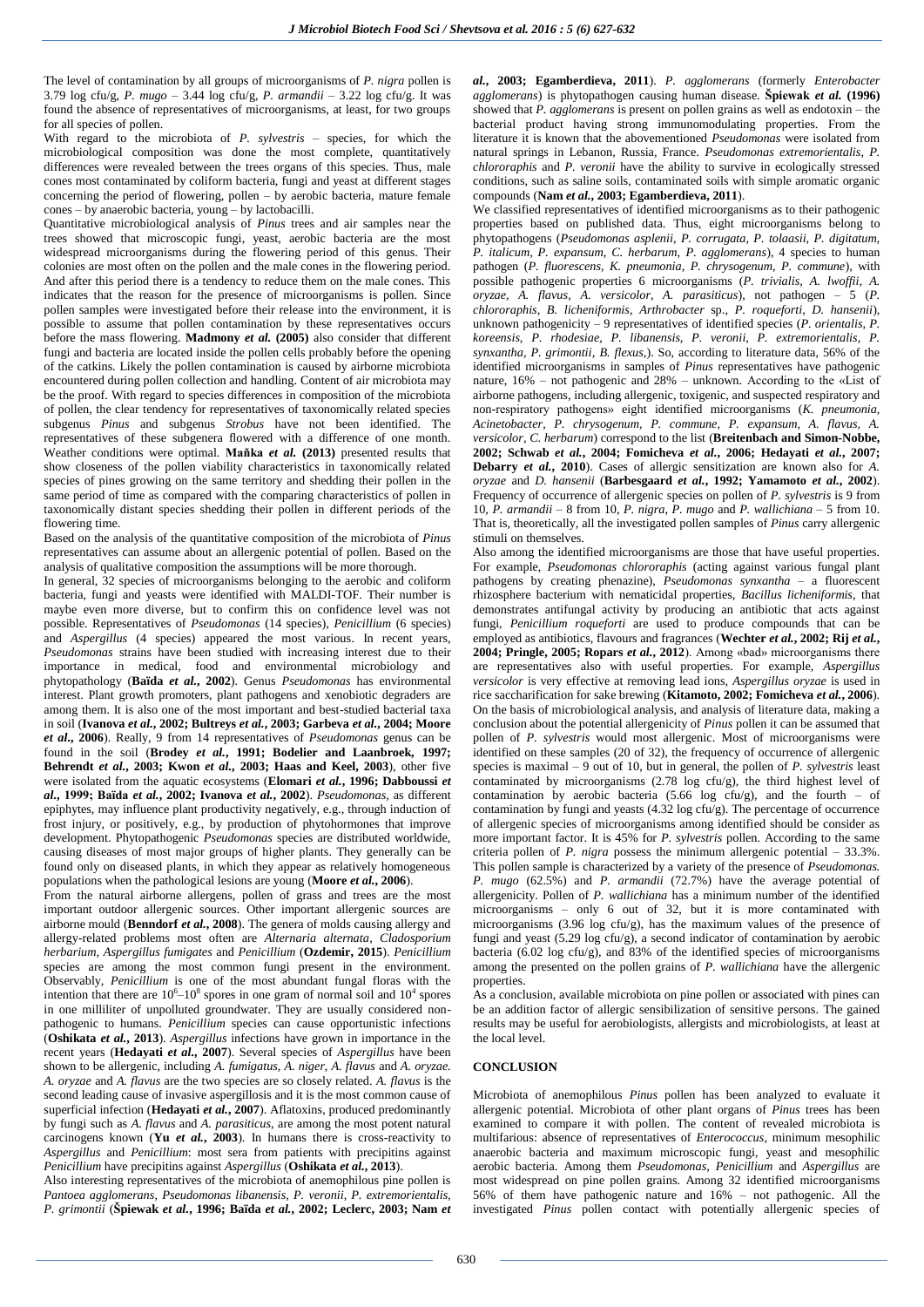The level of contamination by all groups of microorganisms of *P. nigra* pollen is 3.79 log cfu/g, *P. mugo* – 3.44 log cfu/g, *P. armandii* – 3.22 log cfu/g. It was found the absence of representatives of microorganisms, at least, for two groups for all species of pollen.

With regard to the microbiota of *P. sylvestris* – species, for which the microbiological composition was done the most complete, quantitatively differences were revealed between the trees organs of this species. Thus, male cones most contaminated by coliform bacteria, fungi and yeast at different stages concerning the period of flowering, pollen – by aerobic bacteria, mature female cones – by anaerobic bacteria, young – by lactobacilli.

Quantitative microbiological analysis of *Pinus* trees and air samples near the trees showed that microscopic fungi, yeast, aerobic bacteria are the most widespread microorganisms during the flowering period of this genus. Their colonies are most often on the pollen and the male cones in the flowering period. And after this period there is a tendency to reduce them on the male cones. This indicates that the reason for the presence of microorganisms is pollen. Since pollen samples were investigated before their release into the environment, it is possible to assume that pollen contamination by these representatives occurs before the mass flowering. **Madmony *et al.* (2005)** also consider that different fungi and bacteria are located inside the pollen cells probably before the opening of the catkins. Likely the pollen contamination is caused by airborne microbiota encountered during pollen collection and handling. Content of air microbiota may be the proof. With regard to species differences in composition of the microbiota of pollen, the clear tendency for representatives of taxonomically related species subgenus *Pinus* and subgenus *Strobus* have not been identified. The representatives of these subgenera flowered with a difference of one month. Weather conditions were optimal. **Maňka *et al.* (2013)** presented results that show closeness of the pollen viability characteristics in taxonomically related species of pines growing on the same territory and shedding their pollen in the same period of time as compared with the comparing characteristics of pollen in taxonomically distant species shedding their pollen in different periods of the flowering time.

Based on the analysis of the quantitative composition of the microbiota of *Pinus* representatives can assume about an allergenic potential of pollen. Based on the analysis of qualitative composition the assumptions will be more thorough.

In general, 32 species of microorganisms belonging to the aerobic and coliform bacteria, fungi and yeasts were identified with MALDI-TOF. Their number is maybe even more diverse, but to confirm this on confidence level was not possible. Representatives of *Pseudomonas* (14 species), *Penicillium* (6 species) and *Aspergillus* (4 species) appeared the most various. In recent years, *Pseudomonas* strains have been studied with increasing interest due to their importance in medical, food and environmental microbiology and phytopathology (**Baïda *et al.*, 2002**). Genus *Pseudomonas* has environmental interest. Plant growth promoters, plant pathogens and xenobiotic degraders are among them. It is also one of the most important and best-studied bacterial taxa in soil (**Ivanova *et al.*, 2002; Bultreys *et al.*, 2003; Garbeva *et al.*, 2004; Moore *et al.*, 2006**). Really, 9 from 14 representatives of *Pseudomonas* genus can be found in the soil (**Brodey *et al.*, 1991; Bodelier and Laanbroek, 1997; Behrendt *et al.*, 2003; Kwon *et al.*, 2003; Haas and Keel, 2003**), other five were isolated from the aquatic ecosystems (**Elomari *et al.*, 1996; Dabboussi *et al.*, 1999; Baïda *et al.*, 2002; Ivanova *et al.*, 2002**). *Pseudomonas*, as different epiphytes, may influence plant productivity negatively, e.g., through induction of frost injury, or positively, e.g., by production of phytohormones that improve development. Phytopathogenic *Pseudomonas* species are distributed worldwide, causing diseases of most major groups of higher plants. They generally can be found only on diseased plants, in which they appear as relatively homogeneous populations when the pathological lesions are young (**Moore *et al.*, 2006**).

From the natural airborne allergens, pollen of grass and trees are the most important outdoor allergenic sources. Other important allergenic sources are airborne mould (**Benndorf *et al.*, 2008**). The genera of molds causing allergy and allergy-related problems most often are *Alternaria alternata*, *Cladosporium herbarium*, *Aspergillus fumigates* and *Penicillium* (**Ozdemir, 2015**). *Penicillium* species are among the most common fungi present in the environment. Observably, *Penicillium* is one of the most abundant fungal floras with the intention that there are $10^6$–$10^8$ spores in one gram of normal soil and $10^4$ spores in one milliliter of unpolluted groundwater. They are usually considered non-pathogenic to humans. *Penicillium* species can cause opportunistic infections (**Oshikata *et al.*, 2013**). *Aspergillus* infections have grown in importance in the recent years (**Hedayati *et al.*, 2007**). Several species of *Aspergillus* have been shown to be allergenic, including *A. fumigatus*, *A. niger*, *A. flavus* and *A. oryzae*. *A. oryzae* and *A. flavus* are the two species are so closely related. *A. flavus* is the second leading cause of invasive aspergillosis and it is the most common cause of superficial infection (**Hedayati *et al.*, 2007**). Aflatoxins, produced predominantly by fungi such as *A. flavus* and *A. parasiticus*, are among the most potent natural carcinogens known (**Yu *et al.*, 2003**). In humans there is cross-reactivity to *Aspergillus* and *Penicillium*: most sera from patients with precipitins against *Penicillium* have precipitins against *Aspergillus* (**Oshikata *et al.*, 2013**).

Also interesting representatives of the microbiota of anemophilous pine pollen is *Pantoea agglomerans*, *Pseudomonas libanensis*, *P. veronii*, *P. extremorientalis*, *P. grimontii* (**Špiewak *et al.*, 1996; Baïda *et al.*, 2002; Leclerc, 2003; Nam *et al.*, 2003; Egamberdieva, 2011**). *P. agglomerans* (formerly *Enterobacter agglomerans*) is phytopathogen causing human disease. **Špiewak *et al.* (1996)** showed that *P. agglomerans* is present on pollen grains as well as endotoxin – the bacterial product having strong immunomodulating properties. From the literature it is known that the abovementioned *Pseudomonas* were isolated from natural springs in Lebanon, Russia, France. *Pseudomonas extremorientalis*, *P. chlororaphis* and *P. veronii* have the ability to survive in ecologically stressed conditions, such as saline soils, contaminated soils with simple aromatic organic compounds (**Nam *et al.*, 2003; Egamberdieva, 2011**).

We classified representatives of identified microorganisms as to their pathogenic properties based on published data. Thus, eight microorganisms belong to phytopathogens (*Pseudomonas asplenii*, *P. corrugata*, *P. tolaasii*, *P. digitatum*, *P. italicum*, *P. expansum*, *C. herbarum*, *P. agglomerans*), 4 species to human pathogen (*P. fluorescens*, *K. pneumonia*, *P. chrysogenum*, *P. commune*), with possible pathogenic properties 6 microorganisms (*P. trivialis*, *A. lwoffii*, *A. oryzae*, *A. flavus*, *A. versicolor*, *A. parasiticus*), not pathogen – 5 (*P. chlororaphis*, *B. licheniformis*, *Arthrobacter* sp., *P. roqueforti*, *D. hansenii*), unknown pathogenicity – 9 representatives of identified species (*P. orientalis*, *P. koreensis*, *P. rhodesiae*, *P. libanensis*, *P. veronii*, *P. extremorientalis*, *P. synxantha*, *P. grimontii*, *B. flexus*,). So, according to literature data, 56% of the identified microorganisms in samples of *Pinus* representatives have pathogenic nature, 16% – not pathogenic and 28% – unknown. According to the «List of airborne pathogens, including allergenic, toxigenic, and suspected respiratory and non-respiratory pathogens» eight identified microorganisms (*K. pneumonia*, *Acinetobacter*, *P. chrysogenum*, *P. commune*, *P. expansum*, *A. flavus*, *A. versicolor*, *C. herbarum*) correspond to the list (**Breitenbach and Simon-Nobbe, 2002; Schwab *et al.*, 2004; Fomicheva *et al.*, 2006; Hedayati *et al.*, 2007; Debarry *et al.*, 2010**). Cases of allergic sensitization are known also for *A. oryzae* and *D. hansenii* (**Barbesgaard *et al.*, 1992; Yamamoto *et al.*, 2002**). Frequency of occurrence of allergenic species on pollen of *P. sylvestris* is 9 from 10, *P. armandii* – 8 from 10, *P. nigra*, *P. mugo* and *P. wallichiana* – 5 from 10. That is, theoretically, all the investigated pollen samples of *Pinus* carry allergenic stimuli on themselves.

Also among the identified microorganisms are those that have useful properties. For example, *Pseudomonas chlororaphis* (acting against various fungal plant pathogens by creating phenazine), *Pseudomonas synxantha* – a fluorescent rhizosphere bacterium with nematicidal properties, *Bacillus licheniformis*, that demonstrates antifungal activity by producing an antibiotic that acts against fungi, *Penicillium roqueforti* are used to produce compounds that can be employed as antibiotics, flavours and fragrances (**Wechter *et al.*, 2002; Rij *et al.*, 2004; Pringle, 2005; Ropars *et al.*, 2012**). Among «bad» microorganisms there are representatives also with useful properties. For example, *Aspergillus versicolor* is very effective at removing lead ions, *Aspergillus oryzae* is used in rice saccharification for sake brewing (**Kitamoto, 2002; Fomicheva *et al.*, 2006**).

On the basis of microbiological analysis, and analysis of literature data, making a conclusion about the potential allergenicity of *Pinus* pollen it can be assumed that pollen of *P. sylvestris* would most allergenic. Most of microorganisms were identified on these samples (20 of 32), the frequency of occurrence of allergenic species is maximal – 9 out of 10, but in general, the pollen of *P. sylvestris* least contaminated by microorganisms (2.78 log cfu/g), the third highest level of contamination by aerobic bacteria (5.66 log cfu/g), and the fourth – of contamination by fungi and yeasts (4.32 log cfu/g). The percentage of occurrence of allergenic species of microorganisms among identified should be consider as more important factor. It is 45% for *P. sylvestris* pollen. According to the same criteria pollen of *P. nigra* possess the minimum allergenic potential – 33.3%. This pollen sample is characterized by a variety of the presence of *Pseudomonas*. *P. mugo* (62.5%) and *P. armandii* (72.7%) have the average potential of allergenicity. Pollen of *P. wallichiana* has a minimum number of the identified microorganisms – only 6 out of 32, but it is more contaminated with microorganisms (3.96 log cfu/g), has the maximum values of the presence of fungi and yeast (5.29 log cfu/g), a second indicator of contamination by aerobic bacteria (6.02 log cfu/g), and 83% of the identified species of microorganisms among the presented on the pollen grains of *P. wallichiana* have the allergenic properties.

As a conclusion, available microbiota on pine pollen or associated with pines can be an addition factor of allergic sensibilization of sensitive persons. The gained results may be useful for aerobiologists, allergists and microbiologists, at least at the local level.

## CONCLUSION

Microbiota of anemophilous *Pinus* pollen has been analyzed to evaluate it allergenic potential. Microbiota of other plant organs of *Pinus* trees has been examined to compare it with pollen. The content of revealed microbiota is multifarious: absence of representatives of *Enterococcus*, minimum mesophilic anaerobic bacteria and maximum microscopic fungi, yeast and mesophilic aerobic bacteria. Among them *Pseudomonas*, *Penicillium* and *Aspergillus* are most widespread on pine pollen grains. Among 32 identified microorganisms 56% of them have pathogenic nature and 16% – not pathogenic. All the investigated *Pinus* pollen contact with potentially allergenic species of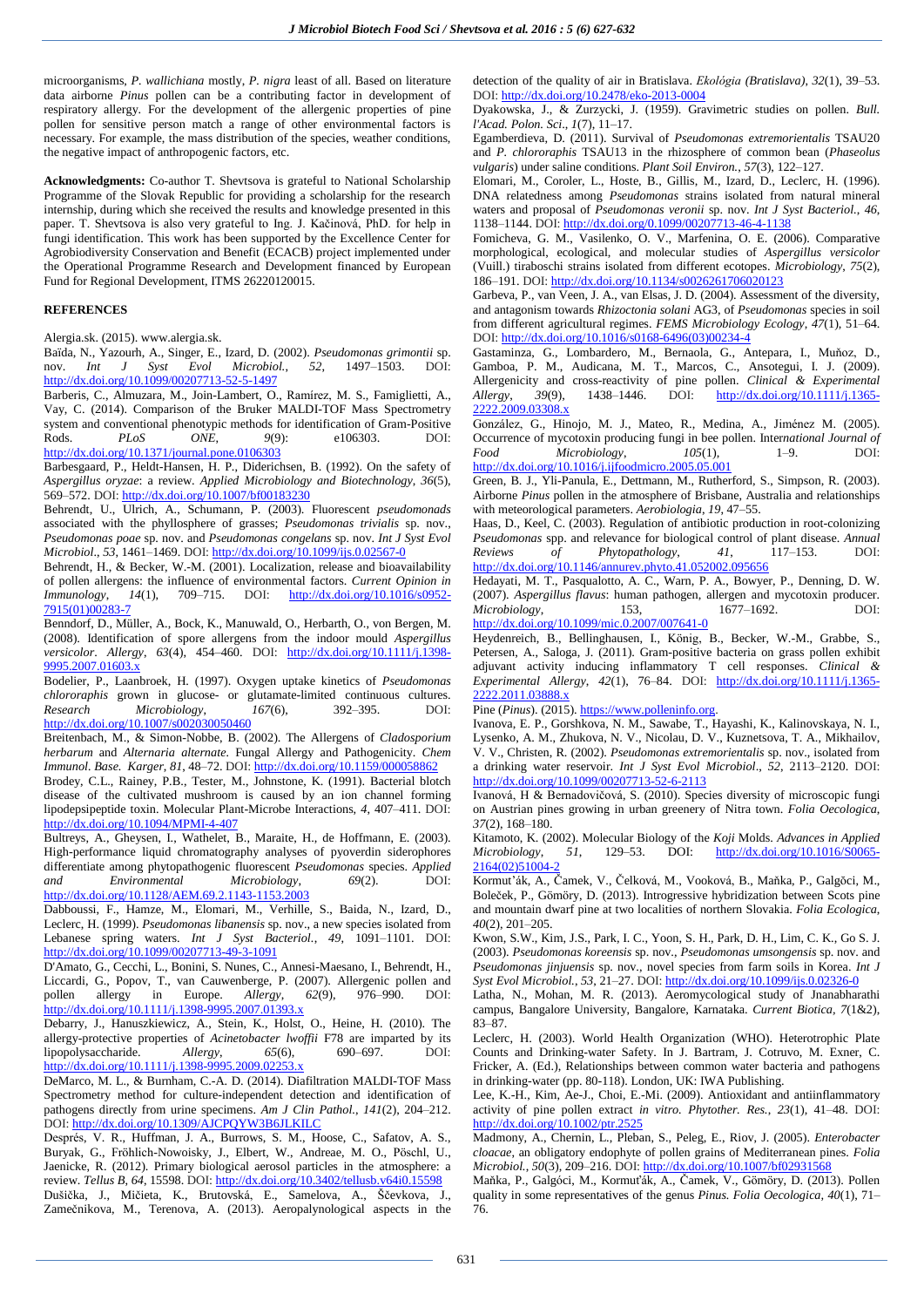microorganisms, *P. wallichiana* mostly, *P. nigra* least of all. Based on literature data airborne *Pinus* pollen can be a contributing factor in development of respiratory allergy. For the development of the allergenic properties of pine pollen for sensitive person match a range of other environmental factors is necessary. For example, the mass distribution of the species, weather conditions, the negative impact of anthropogenic factors, etc.

**Acknowledgments:** Co-author T. Shevtsova is grateful to National Scholarship Programme of the Slovak Republic for providing a scholarship for the research internship, during which she received the results and knowledge presented in this paper. T. Shevtsova is also very grateful to Ing. J. Kačinová, PhD. for help in fungi identification. This work has been supported by the Excellence Center for Agrobiodiversity Conservation and Benefit (ECACB) project implemented under the Operational Programme Research and Development financed by European Fund for Regional Development, ITMS 26220120015.

## REFERENCES

Alergia.sk. (2015). www.alergia.sk.

Baïda, N., Yazourh, A., Singer, E., Izard, D. (2002). *Pseudomonas grimontii* sp. nov. *Int J Syst Evol Microbiol.*, *52*, 1497–1503. DOI: http://dx.doi.org/10.1099/00207713-52-5-1497

Barberis, C., Almuzara, M., Join-Lambert, O., Ramírez, M. S., Famiglietti, A., Vay, C. (2014). Comparison of the Bruker MALDI-TOF Mass Spectrometry system and conventional phenotypic methods for identification of Gram-Positive Rods. *PLoS ONE*, *9*(9): e106303. DOI: http://dx.doi.org/10.1371/journal.pone.0106303

Barbesgaard, P., Heldt-Hansen, H. P., Diderichsen, B. (1992). On the safety of *Aspergillus oryzae*: a review. *Applied Microbiology and Biotechnology*, *36*(5), 569–572. DOI: http://dx.doi.org/10.1007/bf00183230

Behrendt, U., Ulrich, A., Schumann, P. (2003). Fluorescent *pseudomonads* associated with the phyllosphere of grasses; *Pseudomonas trivialis* sp. nov., *Pseudomonas poae* sp. nov. and *Pseudomonas congelans* sp. nov. *Int J Syst Evol Microbiol*., *53*, 1461–1469. DOI: http://dx.doi.org/10.1099/ijs.0.02567-0

Behrendt, H., & Becker, W.-M. (2001). Localization, release and bioavailability of pollen allergens: the influence of environmental factors. *Current Opinion in Immunology*, *14*(1), 709–715. DOI: http://dx.doi.org/10.1016/s0952-7915(01)00283-7

Benndorf, D., Müller, A., Bock, K., Manuwald, O., Herbarth, O., von Bergen, M. (2008). Identification of spore allergens from the indoor mould *Aspergillus versicolor*. *Allergy*, *63*(4), 454–460. DOI: http://dx.doi.org/10.1111/j.1398-9995.2007.01603.x

Bodelier, P., Laanbroek, H. (1997). Oxygen uptake kinetics of *Pseudomonas chlororaphis* grown in glucose- or glutamate-limited continuous cultures. *Research Microbiology*, *167*(6), 392–395. DOI: http://dx.doi.org/10.1007/s002030050460

Breitenbach, M., & Simon-Nobbe, B. (2002). The Allergens of *Cladosporium herbarum* and *Alternaria alternate*. Fungal Allergy and Pathogenicity. *Chem Immunol. Base. Karger*, *81*, 48–72. DOI: http://dx.doi.org/10.1159/000058862

Brodey, C.L., Rainey, P.B., Tester, M., Johnstone, K. (1991). Bacterial blotch disease of the cultivated mushroom is caused by an ion channel forming lipodepsipeptide toxin. Molecular Plant-Microbe Interactions, *4*, 407–411. DOI: http://dx.doi.org/10.1094/MPMI-4-407

Bultreys, A., Gheysen, I., Wathelet, B., Maraite, H., de Hoffmann, E. (2003). High-performance liquid chromatography analyses of pyoverdin siderophores differentiate among phytopathogenic fluorescent *Pseudomonas* species. *Applied and Environmental Microbiology*, *69*(2). DOI: http://dx.doi.org/10.1128/AEM.69.2.1143-1153.2003

Dabboussi, F., Hamze, M., Elomari, M., Verhille, S., Baida, N., Izard, D., Leclerc, H. (1999). *Pseudomonas libanensis* sp. nov., a new species isolated from Lebanese spring waters. *Int J Syst Bacteriol.*, *49*, 1091–1101. DOI: http://dx.doi.org/10.1099/00207713-49-3-1091

D'Amato, G., Cecchi, L., Bonini, S. Nunes, C., Annesi-Maesano, I., Behrendt, H., Liccardi, G., Popov, T., van Cauwenberge, P. (2007). Allergenic pollen and pollen allergy in Europe. *Allergy*, *62*(9), 976–990. DOI: http://dx.doi.org/10.1111/j.1398-9995.2007.01393.x

Debarry, J., Hanuszkiewicz, A., Stein, K., Holst, O., Heine, H. (2010). The allergy-protective properties of *Acinetobacter lwoffii* F78 are imparted by its lipopolysaccharide. *Allergy*, *65*(6), 690–697. DOI: http://dx.doi.org/10.1111/j.1398-9995.2009.02253.x

DeMarco, M. L., & Burnham, C.-A. D. (2014). Diafiltration MALDI-TOF Mass Spectrometry method for culture-independent detection and identification of pathogens directly from urine specimens. *Am J Clin Pathol.*, *141*(2), 204–212. DOI: http://dx.doi.org/10.1309/AJCPQYW3B6JLKILC

Després, V. R., Huffman, J. A., Burrows, S. M., Hoose, C., Safatov, A. S., Buryak, G., Fröhlich-Nowoisky, J., Elbert, W., Andreae, M. O., Pöschl, U., Jaenicke, R. (2012). Primary biological aerosol particles in the atmosphere: a review. *Tellus B*, *64*, 15598. DOI: http://dx.doi.org/10.3402/tellusb.v64i0.15598

Dušička, J., Mičieta, K., Brutovská, E., Samelova, A., Ščevkova, J., Zamečnikova, M., Terenova, A. (2013). Aeropalynological aspects in the detection of the quality of air in Bratislava. *Ekológia (Bratislava)*, *32*(1), 39–53. DOI: http://dx.doi.org/10.2478/eko-2013-0004

Dyakowska, J., & Zurzycki, J. (1959). Gravimetric studies on pollen. *Bull. l'Acad. Polon. Sci*., *1*(7), 11–17.

Egamberdieva, D. (2011). Survival of *Pseudomonas extremorientalis* TSAU20 and *P. chlororaphis* TSAU13 in the rhizosphere of common bean (*Phaseolus vulgaris*) under saline conditions. *Plant Soil Environ.*, *57*(3), 122–127.

Elomari, M., Coroler, L., Hoste, B., Gillis, M., Izard, D., Leclerc, H. (1996). DNA relatedness among *Pseudomonas* strains isolated from natural mineral waters and proposal of *Pseudomonas veronii* sp. nov. *Int J Syst Bacteriol.*, *46*, 1138–1144. DOI: http://dx.doi.org/0.1099/00207713-46-4-1138

Fomicheva, G. M., Vasilenko, O. V., Marfenina, O. E. (2006). Comparative morphological, ecological, and molecular studies of *Aspergillus versicolor* (Vuill.) tiraboschi strains isolated from different ecotopes. *Microbiology*, *75*(2), 186–191. DOI: http://dx.doi.org/10.1134/s0026261706020123

Garbeva, P., van Veen, J. A., van Elsas, J. D. (2004). Assessment of the diversity, and antagonism towards *Rhizoctonia solani* AG3, of *Pseudomonas* species in soil from different agricultural regimes. *FEMS Microbiology Ecology*, *47*(1), 51–64. DOI: http://dx.doi.org/10.1016/s0168-6496(03)00234-4

Gastaminza, G., Lombardero, M., Bernaola, G., Antepara, I., Muñoz, D., Gamboa, P. M., Audicana, M. T., Marcos, C., Ansotegui, I. J. (2009). Allergenicity and cross-reactivity of pine pollen. *Clinical & Experimental Allergy*, *39*(9), 1438–1446. DOI: http://dx.doi.org/10.1111/j.1365-2222.2009.03308.x

González, G., Hinojo, M. J., Mateo, R., Medina, A., Jiménez M. (2005). Occurrence of mycotoxin producing fungi in bee pollen. *International Journal of Food Microbiology*, *105*(1), 1–9. DOI: http://dx.doi.org/10.1016/j.ijfoodmicro.2005.05.001

Green, B. J., Yli-Panula, E., Dettmann, M., Rutherford, S., Simpson, R. (2003). Airborne *Pinus* pollen in the atmosphere of Brisbane, Australia and relationships with meteorological parameters. *Aerobiologia*, *19*, 47–55.

Haas, D., Keel, C. (2003). Regulation of antibiotic production in root-colonizing *Pseudomonas* spp. and relevance for biological control of plant disease. *Annual Reviews of Phytopathology*, *41*, 117–153. DOI: http://dx.doi.org/10.1146/annurev.phyto.41.052002.095656

Hedayati, M. T., Pasqualotto, A. C., Warn, P. A., Bowyer, P., Denning, D. W. (2007). *Aspergillus flavus*: human pathogen, allergen and mycotoxin producer. *Microbiology*, 153, 1677–1692. DOI: http://dx.doi.org/10.1099/mic.0.2007/007641-0

Heydenreich, B., Bellinghausen, I., König, B., Becker, W.-M., Grabbe, S., Petersen, A., Saloga, J. (2011). Gram-positive bacteria on grass pollen exhibit adjuvant activity inducing inflammatory T cell responses. *Clinical & Experimental Allergy*, *42*(1), 76–84. DOI: http://dx.doi.org/10.1111/j.1365-2222.2011.03888.x

Pine (*Pinus*). (2015). https://www.polleninfo.org.

Ivanova, E. P., Gorshkova, N. M., Sawabe, T., Hayashi, K., Kalinovskaya, N. I., Lysenko, A. M., Zhukova, N. V., Nicolau, D. V., Kuznetsova, T. A., Mikhailov, V. V., Christen, R. (2002). *Pseudomonas extremorientalis* sp. nov., isolated from a drinking water reservoir. *Int J Syst Evol Microbiol*., *52*, 2113–2120. DOI: http://dx.doi.org/10.1099/00207713-52-6-2113

Ivanová, H & Bernadovičová, S. (2010). Species diversity of microscopic fungi on Austrian pines growing in urban greenery of Nitra town. *Folia Oecologica*, *37*(2), 168–180.

Kitamoto, K. (2002). Molecular Biology of the *Koji* Molds. *Advances in Applied Microbiology*, *51*, 129–53. DOI: http://dx.doi.org/10.1016/S0065-2164(02)51004-2

Kormuťák, A., Čamek, V., Čelková, M., Vooková, B., Maňka, P., Galgõci, M., Boleček, P., Gömöry, D. (2013). Introgressive hybridization between Scots pine and mountain dwarf pine at two localities of northern Slovakia. *Folia Ecologica*, *40*(2), 201–205.

Kwon, S.W., Kim, J.S., Park, I. C., Yoon, S. H., Park, D. H., Lim, C. K., Go S. J. (2003). *Pseudomonas koreensis* sp. nov., *Pseudomonas umsongensis* sp. nov. and *Pseudomonas jinjuensis* sp. nov., novel species from farm soils in Korea. *Int J Syst Evol Microbiol.*, *53*, 21–27. DOI: http://dx.doi.org/10.1099/ijs.0.02326-0

Latha, N., Mohan, M. R. (2013). Aeromycological study of Jnanabharathi campus, Bangalore University, Bangalore, Karnataka. *Current Biotica*, *7*(1&2), 83–87.

Leclerc, H. (2003). World Health Organization (WHO). Heterotrophic Plate Counts and Drinking-water Safety. In J. Bartram, J. Cotruvo, M. Exner, C. Fricker, A. (Ed.), Relationships between common water bacteria and pathogens in drinking-water (pp. 80-118). London, UK: IWA Publishing.

Lee, K.-H., Kim, Ae-J., Choi, E.-Mi. (2009). Antioxidant and antiinflammatory activity of pine pollen extract *in vitro*. *Phytother. Res.*, *23*(1), 41–48. DOI: http://dx.doi.org/10.1002/ptr.2525

Madmony, A., Chernin, L., Pleban, S., Peleg, E., Riov, J. (2005). *Enterobacter cloacae*, an obligatory endophyte of pollen grains of Mediterranean pines. *Folia Microbiol.*, *50*(3), 209–216. DOI: http://dx.doi.org/10.1007/bf02931568

Maňka, P., Galgóci, M., Kormuťák, A., Čamek, V., Gömöry, D. (2013). Pollen quality in some representatives of the genus *Pinus*. *Folia Oecologica*, *40*(1), 71–76.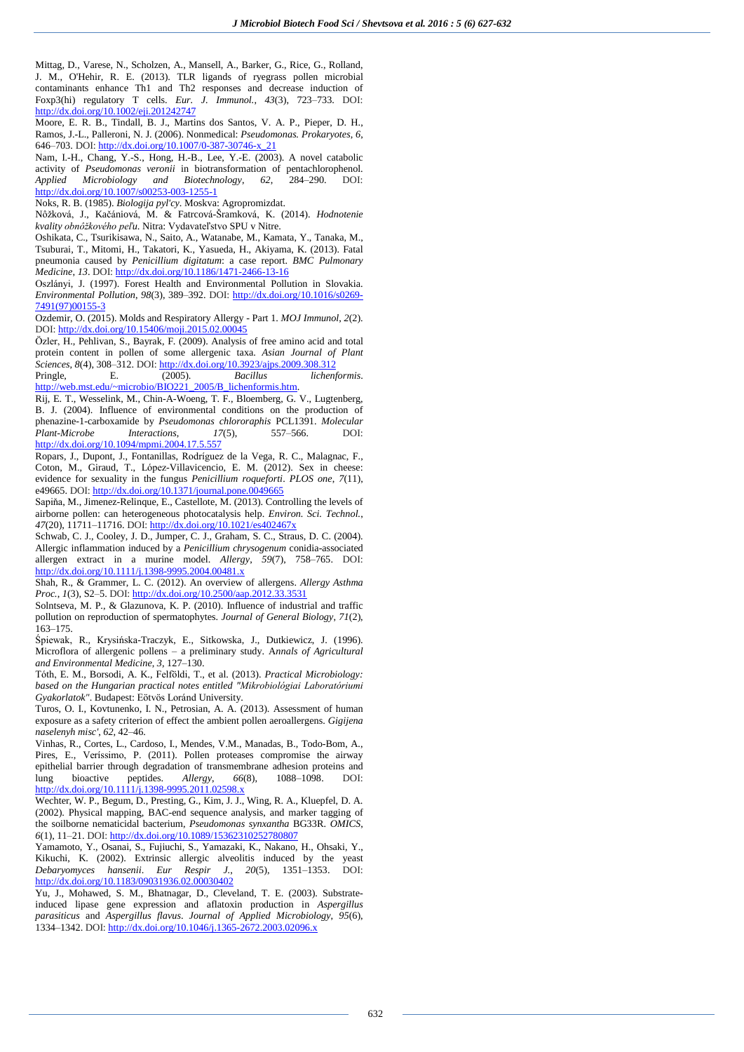Mittag, D., Varese, N., Scholzen, A., Mansell, A., Barker, G., Rice, G., Rolland, J. M., O'Hehir, R. E. (2013). TLR ligands of ryegrass pollen microbial contaminants enhance Th1 and Th2 responses and decrease induction of Foxp3(hi) regulatory T cells. *Eur. J. Immunol.*, *43*(3), 723–733. DOI: http://dx.doi.org/10.1002/eji.201242747

Moore, E. R. B., Tindall, B. J., Martins dos Santos, V. A. P., Pieper, D. H., Ramos, J.-L., Palleroni, N. J. (2006). Nonmedical: *Pseudomonas. Prokaryotes*, *6*, 646–703. DOI: http://dx.doi.org/10.1007/0-387-30746-x_21

Nam, I.-H., Chang, Y.-S., Hong, H.-B., Lee, Y.-E. (2003). A novel catabolic activity of *Pseudomonas veronii* in biotransformation of pentachlorophenol. *Applied Microbiology and Biotechnology*, *62*, 284–290. DOI: http://dx.doi.org/10.1007/s00253-003-1255-1

Noks, R. B. (1985). *Biologija pyl'cy*. Moskva: Agropromizdat.

Nôžková, J., Kačániová, M. & Fatrcová-Šramková, K. (2014). *Hodnotenie kvality obnôžkového peľu*. Nitra: Vydavateľstvo SPU v Nitre.

Oshikata, C., Tsurikisawa, N., Saito, A., Watanabe, M., Kamata, Y., Tanaka, M., Tsuburai, T., Mitomi, H., Takatori, K., Yasueda, H., Akiyama, K. (2013). Fatal pneumonia caused by *Penicillium digitatum*: a case report. *BMC Pulmonary Medicine*, *13*. DOI: http://dx.doi.org/10.1186/1471-2466-13-16

Oszlányi, J. (1997). Forest Health and Environmental Pollution in Slovakia. *Environmental Pollution*, *98*(3), 389–392. DOI: http://dx.doi.org/10.1016/s0269-7491(97)00155-3

Ozdemir, O. (2015). Molds and Respiratory Allergy - Part 1. *MOJ Immunol*, *2*(2). DOI: http://dx.doi.org/10.15406/moji.2015.02.00045

Özler, H., Pehlivan, S., Bayrak, F. (2009). Analysis of free amino acid and total protein content in pollen of some allergenic taxa. *Asian Journal of Plant Sciences*, *8*(4), 308–312. DOI: http://dx.doi.org/10.3923/ajps.2009.308.312

Pringle, E. (2005). *Bacillus lichenformis*. http://web.mst.edu/~microbio/BIO221_2005/B_lichenformis.htm.

Rij, E. T., Wesselink, M., Chin-A-Woeng, T. F., Bloemberg, G. V., Lugtenberg, B. J. (2004). Influence of environmental conditions on the production of phenazine-1-carboxamide by *Pseudomonas chlororaphis* PCL1391. *Molecular Plant-Microbe Interactions*, *17*(5), 557–566. DOI: http://dx.doi.org/10.1094/mpmi.2004.17.5.557

Ropars, J., Dupont, J., Fontanillas, Rodríguez de la Vega, R. C., Malagnac, F., Coton, M., Giraud, T., López-Villavicencio, E. M. (2012). Sex in cheese: evidence for sexuality in the fungus *Penicillium roqueforti*. *PLOS one*, *7*(11), e49665. DOI: http://dx.doi.org/10.1371/journal.pone.0049665

Sapiña, M., Jimenez-Relinque, E., Castellote, M. (2013). Controlling the levels of airborne pollen: can heterogeneous photocatalysis help. *Environ. Sci. Technol.*, *47*(20), 11711–11716. DOI: http://dx.doi.org/10.1021/es402467x

Schwab, C. J., Cooley, J. D., Jumper, C. J., Graham, S. C., Straus, D. C. (2004). Allergic inflammation induced by a *Penicillium chrysogenum* conidia-associated allergen extract in a murine model. *Allergy*, *59*(7), 758–765. DOI: http://dx.doi.org/10.1111/j.1398-9995.2004.00481.x

Shah, R., & Grammer, L. C. (2012). An overview of allergens. *Allergy Asthma Proc.*, *1*(3), S2–5. DOI: http://dx.doi.org/10.2500/aap.2012.33.3531

Solntseva, M. P., & Glazunova, K. P. (2010). Influence of industrial and traffic pollution on reproduction of spermatophytes. *Journal of General Biology*, *71*(2), 163–175.

Śpiewak, R., Krysińska-Traczyk, E., Sitkowska, J., Dutkiewicz, J. (1996). Microflora of allergenic pollens – a preliminary study. *Annals of Agricultural and Environmental Medicine*, *3*, 127–130.

Tóth, E. M., Borsodi, A. K., Felföldi, T., et al. (2013). *Practical Microbiology: based on the Hungarian practical notes entitled "Mikrobiológiai Laboratóriumi Gyakorlatok"*. Budapest: Eötvös Loránd University.

Turos, O. I., Kovtunenko, I. N., Petrosian, A. A. (2013). Assessment of human exposure as a safety criterion of effect the ambient pollen aeroallergens. *Gigijena naselenyh misc'*, *62*, 42–46.

Vinhas, R., Cortes, L., Cardoso, I., Mendes, V.M., Manadas, B., Todo-Bom, A., Pires, E., Veríssimo, P. (2011). Pollen proteases compromise the airway epithelial barrier through degradation of transmembrane adhesion proteins and lung bioactive peptides. *Allergy*, *66*(8), 1088–1098. DOI: http://dx.doi.org/10.1111/j.1398-9995.2011.02598.x

Wechter, W. P., Begum, D., Presting, G., Kim, J. J., Wing, R. A., Kluepfel, D. A. (2002). Physical mapping, BAC-end sequence analysis, and marker tagging of the soilborne nematicidal bacterium, *Pseudomonas synxantha* BG33R. *OMICS*, *6*(1), 11–21. DOI: http://dx.doi.org/10.1089/15362310252780807

Yamamoto, Y., Osanai, S., Fujiuchi, S., Yamazaki, K., Nakano, H., Ohsaki, Y., Kikuchi, K. (2002). Extrinsic allergic alveolitis induced by the yeast *Debaryomyces hansenii*. *Eur Respir J.*, *20*(5), 1351–1353. DOI: http://dx.doi.org/10.1183/09031936.02.00030402

Yu, J., Mohawed, S. M., Bhatnagar, D., Cleveland, T. E. (2003). Substrate-induced lipase gene expression and aflatoxin production in *Aspergillus parasiticus* and *Aspergillus flavus*. *Journal of Applied Microbiology*, *95*(6), 1334–1342. DOI: http://dx.doi.org/10.1046/j.1365-2672.2003.02096.x